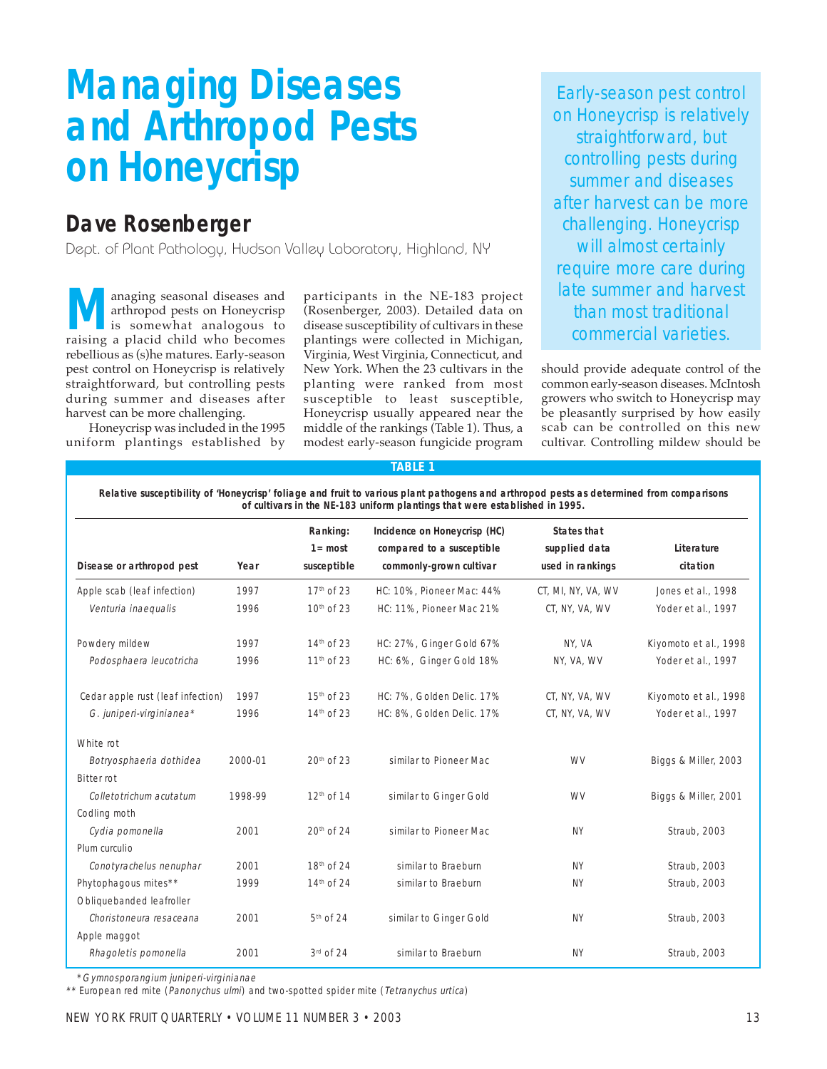# Managing Diseases and Arthropod Pests on Honeycrisp

## Dave Rosenberger

Dept. of Plant Pathology, Hudson Valley Laboratory, Highland, NY

> Early-season pest control on Honeycrisp is relatively straightforward, but controlling pests during summer and diseases after harvest can be more challenging. Honeycrisp will almost certainly require more care during late summer and harvest than most traditional commercial varieties.

Managing seasonal diseases and arthropod pests on Honeycrisp is somewhat analogous to raising a placid child who becomes rebellious as (s)he matures. Early-season pest control on Honeycrisp is relatively straightforward, but controlling pests during summer and diseases after harvest can be more challenging.

Honeycrisp was included in the 1995 uniform plantings established by participants in the NE-183 project (Rosenberger, 2003). Detailed data on disease susceptibility of cultivars in these plantings were collected in Michigan, Virginia, West Virginia, Connecticut, and New York. When the 23 cultivars in the planting were ranked from most susceptible to least susceptible, Honeycrisp usually appeared near the middle of the rankings (Table 1). Thus, a modest early-season fungicide program should provide adequate control of the common early-season diseases. McIntosh growers who switch to Honeycrisp may be pleasantly surprised by how easily scab can be controlled on this new cultivar. Controlling mildew should be

**TABLE 1**

**Relative susceptibility of 'Honeycrisp' foliage and fruit to various plant pathogens and arthropod pests as determined from comparisons of cultivars in the NE-183 uniform plantings that were established in 1995.**

| Disease or arthropod pest | Year | Ranking: 1= most susceptible | Incidence on Honeycrisp (HC) compared to a susceptible commonly-grown cultivar | States that supplied data used in rankings | Literature citation |
|---|---|---|---|---|---|
| Apple scab (leaf infection) | 1997 | 17th of 23 | HC: 10%, Pioneer Mac: 44% | CT, MI, NY, VA, WV | Jones et al., 1998 |
| *Venturia inaequalis* | 1996 | 10th of 23 | HC: 11%, Pioneer Mac 21% | CT, NY, VA, WV | Yoder et al., 1997 |
| Powdery mildew | 1997 | 14th of 23 | HC: 27%, Ginger Gold 67% | NY, VA | Kiyomoto et al., 1998 |
| *Podosphaera leucotricha* | 1996 | 11th of 23 | HC: 6%, Ginger Gold 18% | NY, VA, WV | Yoder et al., 1997 |
| Cedar apple rust (leaf infection) | 1997 | 15th of 23 | HC: 7%, Golden Delic. 17% | CT, NY, VA, WV | Kiyomoto et al., 1998 |
| *G. juniperi-virginianea** | 1996 | 14th of 23 | HC: 8%, Golden Delic. 17% | CT, NY, VA, WV | Yoder et al., 1997 |
| White rot *Botryosphaeria dothidea* | 2000-01 | 20th of 23 | similar to Pioneer Mac | WV | Biggs & Miller, 2003 |
| Bitter rot *Colletotrichum acutatum* | 1998-99 | 12th of 14 | similar to Ginger Gold | WV | Biggs & Miller, 2001 |
| Codling moth *Cydia pomonella* | 2001 | 20th of 24 | similar to Pioneer Mac | NY | Straub, 2003 |
| Plum curculio *Conotyrachelus nenuphar* | 2001 | 18th of 24 | similar to Braeburn | NY | Straub, 2003 |
| Phytophagous mites** | 1999 | 14th of 24 | similar to Braeburn | NY | Straub, 2003 |
| Obliquebanded leafroller *Choristoneura resaceana* | 2001 | 5th of 24 | similar to Ginger Gold | NY | Straub, 2003 |
| Apple maggot *Rhagoletis pomonella* | 2001 | 3rd of 24 | similar to Braeburn | NY | Straub, 2003 |

\* *Gymnosporangium juniperi-virginianae*
\*\* European red mite (*Panonychus ulmi*) and two-spotted spider mite (*Tetranychus urtica*)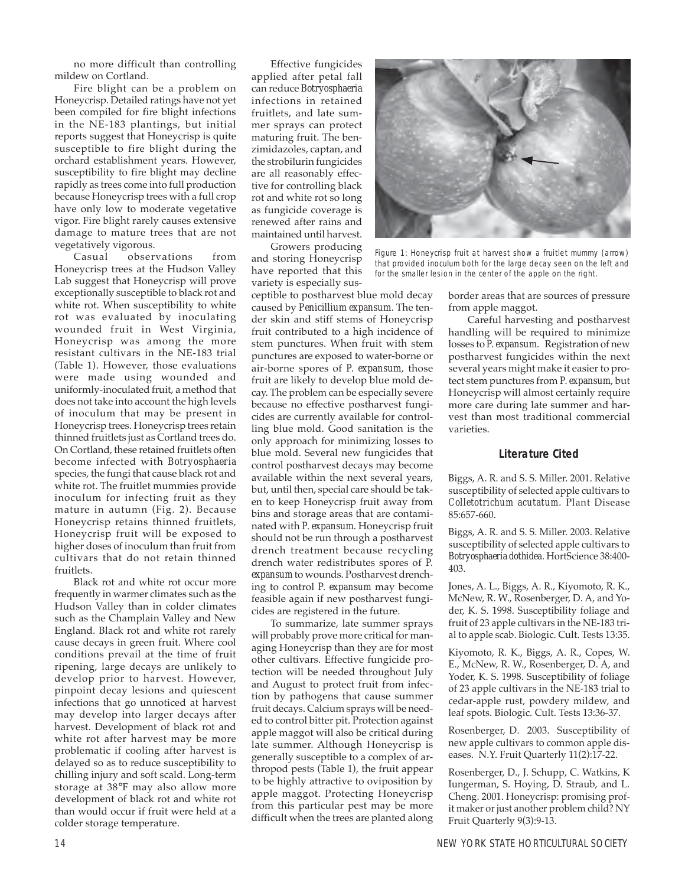no more difficult than controlling mildew on Cortland.

Fire blight can be a problem on Honeycrisp. Detailed ratings have not yet been compiled for fire blight infections in the NE-183 plantings, but initial reports suggest that Honeycrisp is quite susceptible to fire blight during the orchard establishment years. However, susceptibility to fire blight may decline rapidly as trees come into full production because Honeycrisp trees with a full crop have only low to moderate vegetative vigor. Fire blight rarely causes extensive damage to mature trees that are not vegetatively vigorous.

Casual observations from Honeycrisp trees at the Hudson Valley Lab suggest that Honeycrisp will prove exceptionally susceptible to black rot and white rot. When susceptibility to white rot was evaluated by inoculating wounded fruit in West Virginia, Honeycrisp was among the more resistant cultivars in the NE-183 trial (Table 1). However, those evaluations were made using wounded and uniformly-inoculated fruit, a method that does not take into account the high levels of inoculum that may be present in Honeycrisp trees. Honeycrisp trees retain thinned fruitlets just as Cortland trees do. On Cortland, these retained fruitlets often become infected with *Botryosphaeria* species, the fungi that cause black rot and white rot. The fruitlet mummies provide inoculum for infecting fruit as they mature in autumn (Fig. 2). Because Honeycrisp retains thinned fruitlets, Honeycrisp fruit will be exposed to higher doses of inoculum than fruit from cultivars that do not retain thinned fruitlets.

Black rot and white rot occur more frequently in warmer climates such as the Hudson Valley than in colder climates such as the Champlain Valley and New England. Black rot and white rot rarely cause decays in green fruit. Where cool conditions prevail at the time of fruit ripening, large decays are unlikely to develop prior to harvest. However, pinpoint decay lesions and quiescent infections that go unnoticed at harvest may develop into larger decays after harvest. Development of black rot and white rot after harvest may be more problematic if cooling after harvest is delayed so as to reduce susceptibility to chilling injury and soft scald. Long-term storage at 38°F may also allow more development of black rot and white rot than would occur if fruit were held at a colder storage temperature.

Effective fungicides applied after petal fall can reduce *Botryosphaeria* infections in retained fruitlets, and late summer sprays can protect maturing fruit. The benzimidazoles, captan, and the strobilurin fungicides are all reasonably effective for controlling black rot and white rot so long as fungicide coverage is renewed after rains and maintained until harvest.

Growers producing and storing Honeycrisp have reported that this variety is especially susceptible to postharvest blue mold decay caused by *Penicillium expansum*. The tender skin and stiff stems of Honeycrisp fruit contributed to a high incidence of stem punctures. When fruit with stem punctures are exposed to water-borne or air-borne spores of *P. expansum*, those fruit are likely to develop blue mold decay. The problem can be especially severe because no effective postharvest fungicides are currently available for controlling blue mold. Good sanitation is the only approach for minimizing losses to blue mold. Several new fungicides that control postharvest decays may become available within the next several years, but, until then, special care should be taken to keep Honeycrisp fruit away from bins and storage areas that are contaminated with *P. expansum*. Honeycrisp fruit should not be run through a postharvest drench treatment because recycling drench water redistributes spores of *P. expansum* to wounds. Postharvest drenching to control *P. expansum* may become feasible again if new postharvest fungicides are registered in the future.

To summarize, late summer sprays will probably prove more critical for managing Honeycrisp than they are for most other cultivars. Effective fungicide protection will be needed throughout July and August to protect fruit from infection by pathogens that cause summer fruit decays. Calcium sprays will be needed to control bitter pit. Protection against apple maggot will also be critical during late summer. Although Honeycrisp is generally susceptible to a complex of arthropod pests (Table 1), the fruit appear to be highly attractive to oviposition by apple maggot. Protecting Honeycrisp from this particular pest may be more difficult when the trees are planted along border areas that are sources of pressure from apple maggot.

Figure 1: Honeycrisp fruit at harvest show a fruitlet mummy (arrow) that provided inoculum both for the large decay seen on the left and for the smaller lesion in the center of the apple on the right.

Careful harvesting and postharvest handling will be required to minimize losses to *P. expansum*. Registration of new postharvest fungicides within the next several years might make it easier to protect stem punctures from *P. expansum*, but Honeycrisp will almost certainly require more care during late summer and harvest than most traditional commercial varieties.

### Literature Cited

Biggs, A. R. and S. S. Miller. 2001. Relative susceptibility of selected apple cultivars to *Colletotrichum acutatum*. Plant Disease 85:657-660.

Biggs, A. R. and S. S. Miller. 2003. Relative susceptibility of selected apple cultivars to *Botryosphaeria dothidea*. HortScience 38:400-403.

Jones, A. L., Biggs, A. R., Kiyomoto, R. K., McNew, R. W., Rosenberger, D. A, and Yoder, K. S. 1998. Susceptibility foliage and fruit of 23 apple cultivars in the NE-183 trial to apple scab. Biologic. Cult. Tests 13:35.

Kiyomoto, R. K., Biggs, A. R., Copes, W. E., McNew, R. W., Rosenberger, D. A, and Yoder, K. S. 1998. Susceptibility of foliage of 23 apple cultivars in the NE-183 trial to cedar-apple rust, powdery mildew, and leaf spots. Biologic. Cult. Tests 13:36-37.

Rosenberger, D. 2003. Susceptibility of new apple cultivars to common apple diseases. N.Y. Fruit Quarterly 11(2):17-22.

Rosenberger, D., J. Schupp, C. Watkins, K Iungerman, S. Hoying, D. Straub, and L. Cheng. 2001. Honeycrisp: promising profit maker or just another problem child? NY Fruit Quarterly 9(3):9-13.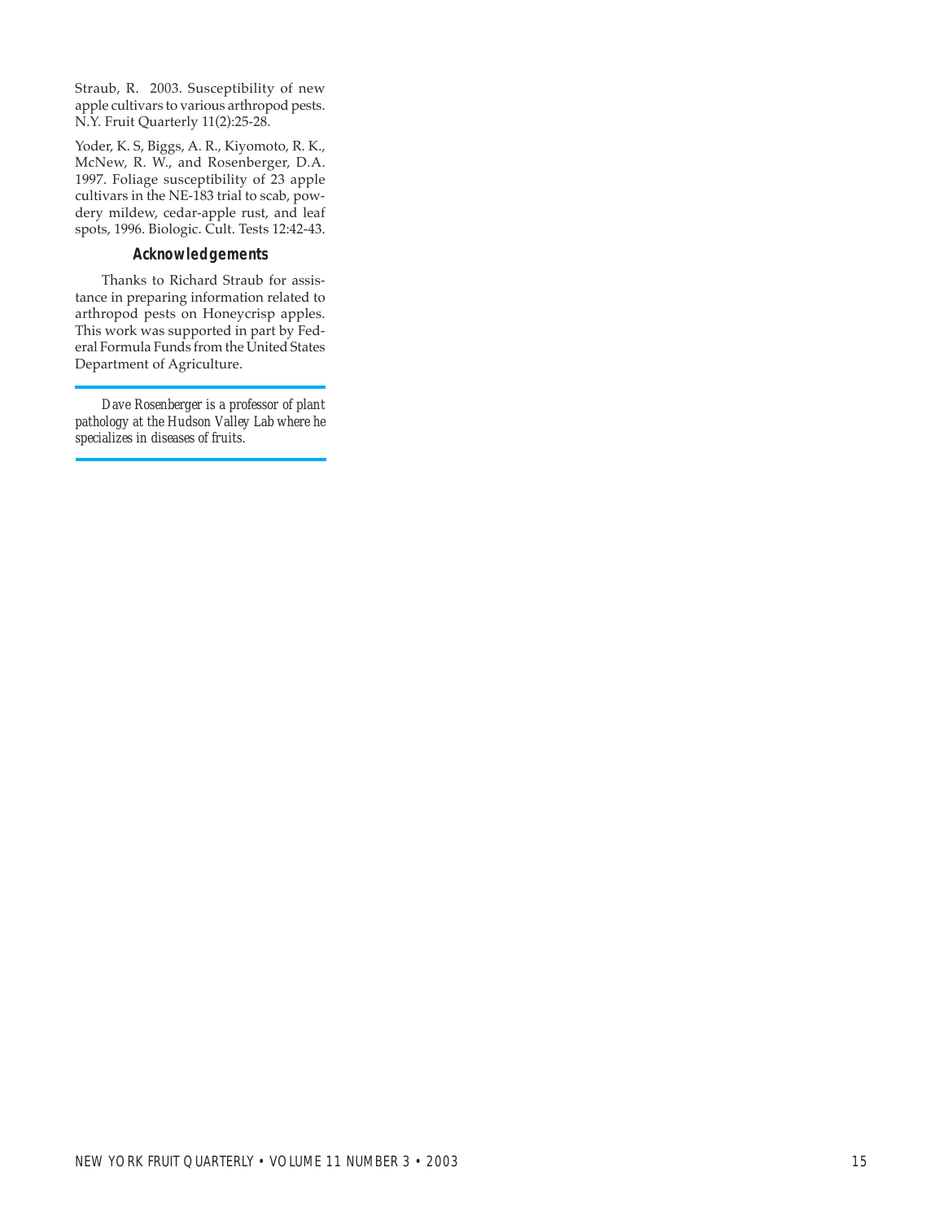Straub, R. 2003. Susceptibility of new apple cultivars to various arthropod pests. N.Y. Fruit Quarterly 11(2):25-28.

Yoder, K. S, Biggs, A. R., Kiyomoto, R. K., McNew, R. W., and Rosenberger, D.A. 1997. Foliage susceptibility of 23 apple cultivars in the NE-183 trial to scab, powdery mildew, cedar-apple rust, and leaf spots, 1996. Biologic. Cult. Tests 12:42-43.

### Acknowledgements

Thanks to Richard Straub for assistance in preparing information related to arthropod pests on Honeycrisp apples. This work was supported in part by Federal Formula Funds from the United States Department of Agriculture.

---

*Dave Rosenberger is a professor of plant pathology at the Hudson Valley Lab where he specializes in diseases of fruits.*

---